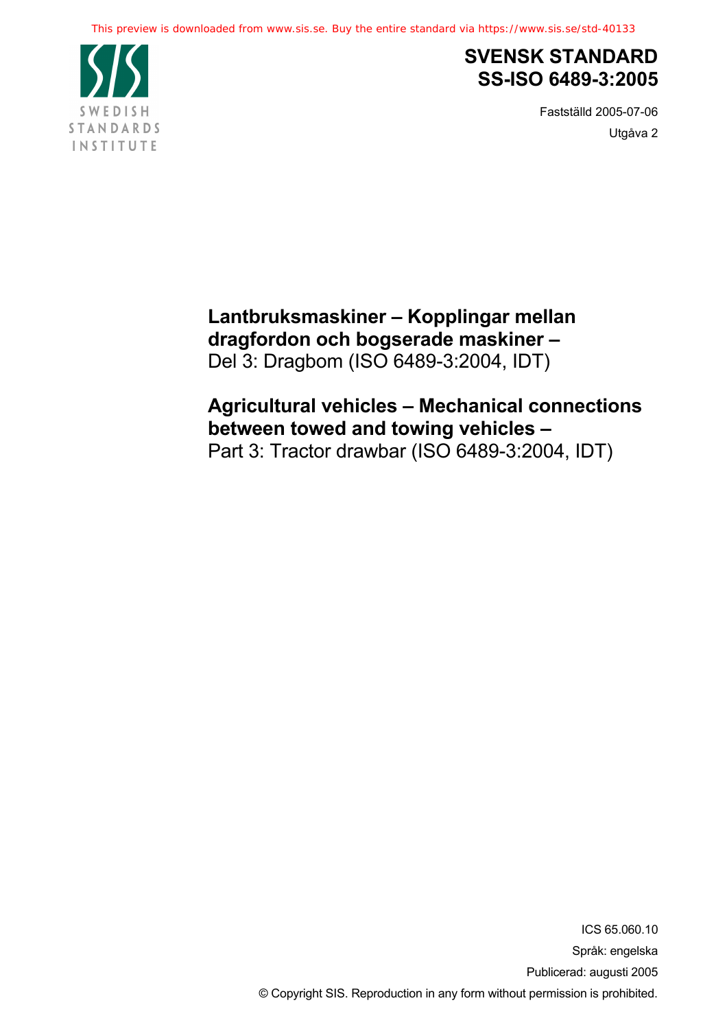This preview is downloaded from www.sis.se. Buy the entire standard via https://www.sis.se/std-40133

SWEDISH STANDARDS INSTITUTE

# SVENSK STANDARD SS-ISO 6489-3:2005

Fastställd 2005-07-06

Utgåva 2

**Lantbruksmaskiner – Kopplingar mellan dragfordon och bogserade maskiner –**
Del 3: Dragbom (ISO 6489-3:2004, IDT)

**Agricultural vehicles – Mechanical connections between towed and towing vehicles –**
Part 3: Tractor drawbar (ISO 6489-3:2004, IDT)

ICS 65.060.10

Språk: engelska

Publicerad: augusti 2005

© Copyright SIS. Reproduction in any form without permission is prohibited.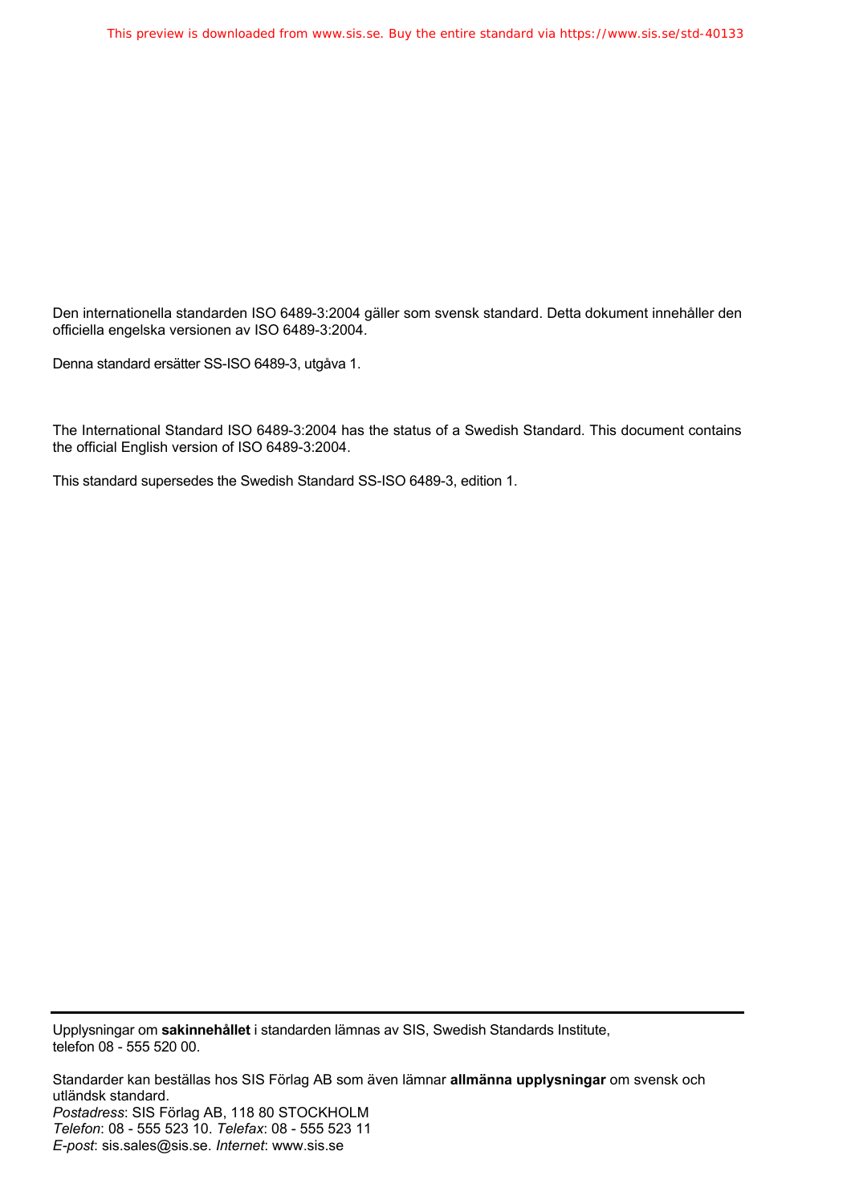Den internationella standarden ISO 6489-3:2004 gäller som svensk standard. Detta dokument innehåller den officiella engelska versionen av ISO 6489-3:2004.

Denna standard ersätter SS-ISO 6489-3, utgåva 1.

The International Standard ISO 6489-3:2004 has the status of a Swedish Standard. This document contains the official English version of ISO 6489-3:2004.

This standard supersedes the Swedish Standard SS-ISO 6489-3, edition 1.

---

Upplysningar om **sakinnehållet** i standarden lämnas av SIS, Swedish Standards Institute, telefon 08 - 555 520 00.

Standarder kan beställas hos SIS Förlag AB som även lämnar **allmänna upplysningar** om svensk och utländsk standard.
*Postadress*: SIS Förlag AB, 118 80 STOCKHOLM
*Telefon*: 08 - 555 523 10. *Telefax*: 08 - 555 523 11
*E-post*: sis.sales@sis.se. *Internet*: www.sis.se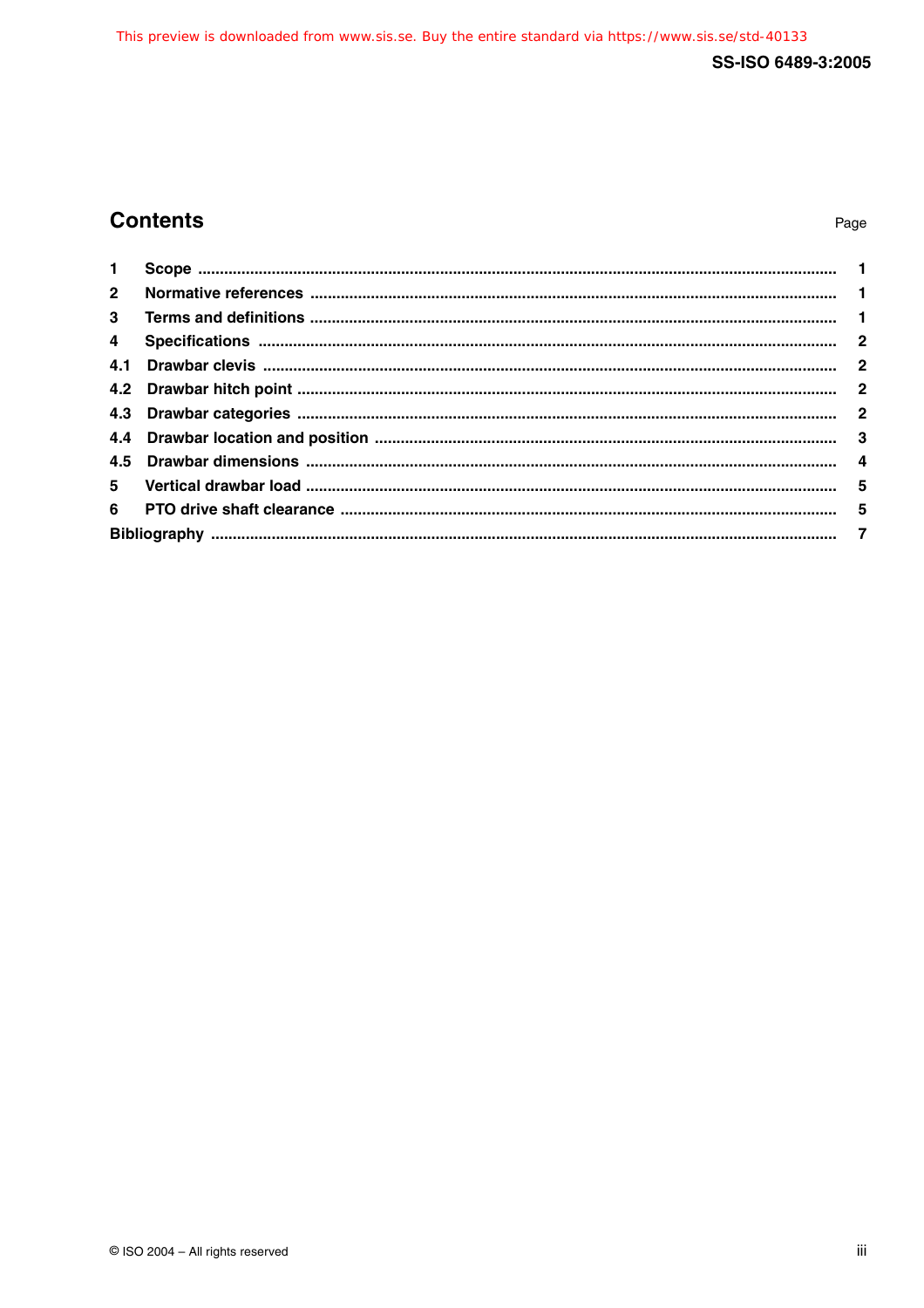## Contents

| | | Page |
|---|---|---|
| 1 | Scope | 1 |
| 2 | Normative references | 1 |
| 3 | Terms and definitions | 1 |
| 4 | Specifications | 2 |
| 4.1 | Drawbar clevis | 2 |
| 4.2 | Drawbar hitch point | 2 |
| 4.3 | Drawbar categories | 2 |
| 4.4 | Drawbar location and position | 3 |
| 4.5 | Drawbar dimensions | 4 |
| 5 | Vertical drawbar load | 5 |
| 6 | PTO drive shaft clearance | 5 |
| | Bibliography | 7 |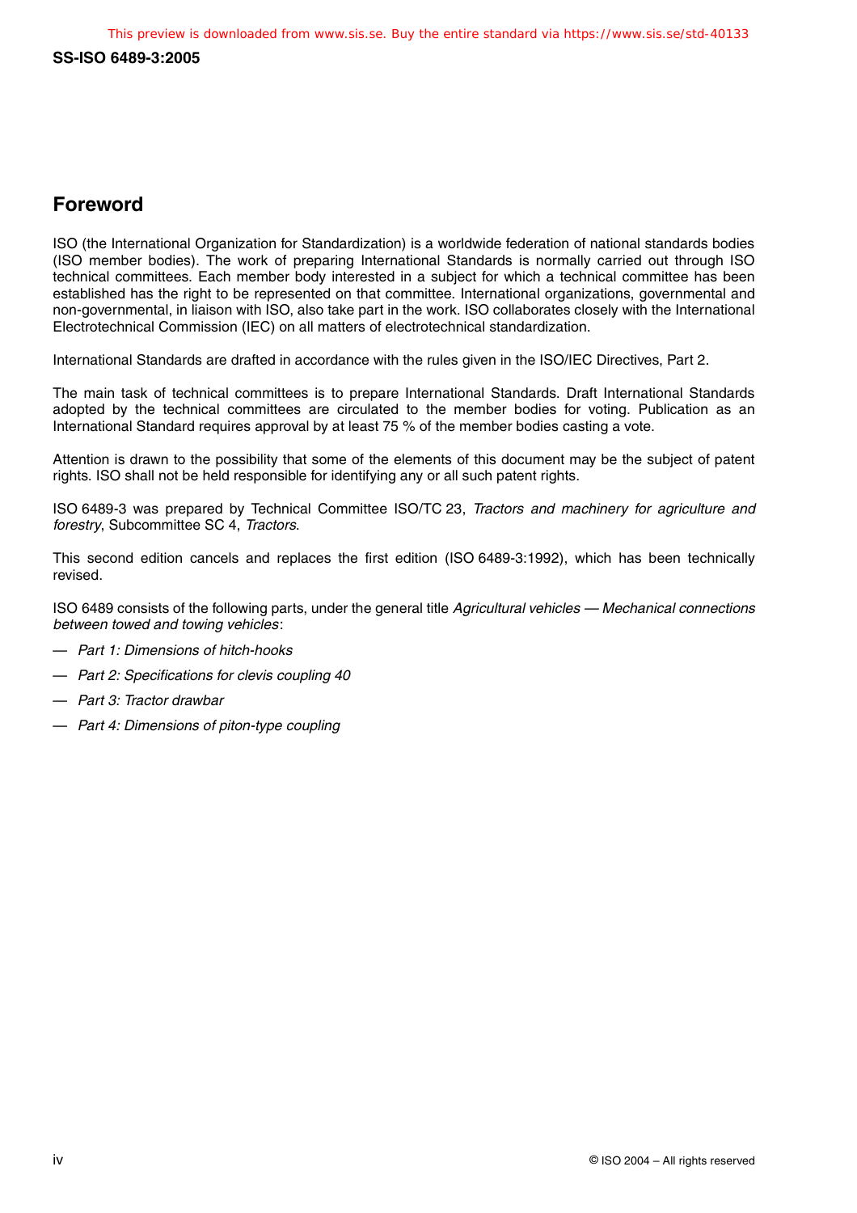## Foreword

ISO (the International Organization for Standardization) is a worldwide federation of national standards bodies (ISO member bodies). The work of preparing International Standards is normally carried out through ISO technical committees. Each member body interested in a subject for which a technical committee has been established has the right to be represented on that committee. International organizations, governmental and non-governmental, in liaison with ISO, also take part in the work. ISO collaborates closely with the International Electrotechnical Commission (IEC) on all matters of electrotechnical standardization.

International Standards are drafted in accordance with the rules given in the ISO/IEC Directives, Part 2.

The main task of technical committees is to prepare International Standards. Draft International Standards adopted by the technical committees are circulated to the member bodies for voting. Publication as an International Standard requires approval by at least 75 % of the member bodies casting a vote.

Attention is drawn to the possibility that some of the elements of this document may be the subject of patent rights. ISO shall not be held responsible for identifying any or all such patent rights.

ISO 6489-3 was prepared by Technical Committee ISO/TC 23, *Tractors and machinery for agriculture and forestry*, Subcommittee SC 4, *Tractors*.

This second edition cancels and replaces the first edition (ISO 6489-3:1992), which has been technically revised.

ISO 6489 consists of the following parts, under the general title *Agricultural vehicles — Mechanical connections between towed and towing vehicles*:

- *Part 1: Dimensions of hitch-hooks*
- *Part 2: Specifications for clevis coupling 40*
- *Part 3: Tractor drawbar*
- *Part 4: Dimensions of piton-type coupling*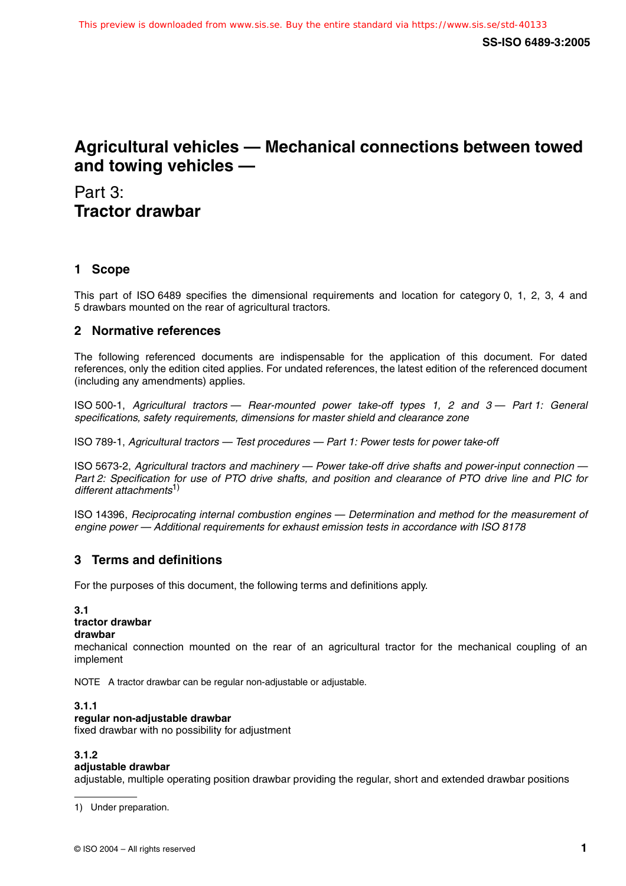# Agricultural vehicles — Mechanical connections between towed and towing vehicles —

## Part 3: **Tractor drawbar**

## 1 Scope

This part of ISO 6489 specifies the dimensional requirements and location for category 0, 1, 2, 3, 4 and 5 drawbars mounted on the rear of agricultural tractors.

## 2 Normative references

The following referenced documents are indispensable for the application of this document. For dated references, only the edition cited applies. For undated references, the latest edition of the referenced document (including any amendments) applies.

ISO 500-1, *Agricultural tractors — Rear-mounted power take-off types 1, 2 and 3 — Part 1: General specifications, safety requirements, dimensions for master shield and clearance zone*

ISO 789-1, *Agricultural tractors — Test procedures — Part 1: Power tests for power take-off*

ISO 5673-2, *Agricultural tractors and machinery — Power take-off drive shafts and power-input connection — Part 2: Specification for use of PTO drive shafts, and position and clearance of PTO drive line and PIC for different attachments*[1)]

ISO 14396, *Reciprocating internal combustion engines — Determination and method for the measurement of engine power — Additional requirements for exhaust emission tests in accordance with ISO 8178*

## 3 Terms and definitions

For the purposes of this document, the following terms and definitions apply.

**3.1**
**tractor drawbar**
**drawbar**
mechanical connection mounted on the rear of an agricultural tractor for the mechanical coupling of an implement

NOTE A tractor drawbar can be regular non-adjustable or adjustable.

**3.1.1**
**regular non-adjustable drawbar**
fixed drawbar with no possibility for adjustment

**3.1.2**
**adjustable drawbar**
adjustable, multiple operating position drawbar providing the regular, short and extended drawbar positions

1) Under preparation.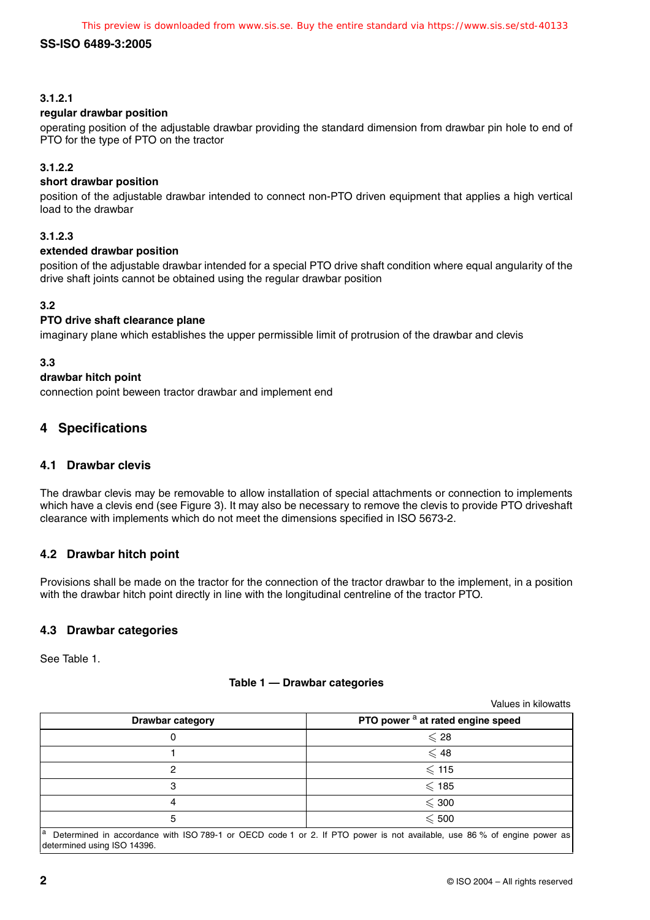#### 3.1.2.1

**regular drawbar position**

operating position of the adjustable drawbar providing the standard dimension from drawbar pin hole to end of PTO for the type of PTO on the tractor

#### 3.1.2.2

**short drawbar position**

position of the adjustable drawbar intended to connect non-PTO driven equipment that applies a high vertical load to the drawbar

#### 3.1.2.3

**extended drawbar position**

position of the adjustable drawbar intended for a special PTO drive shaft condition where equal angularity of the drive shaft joints cannot be obtained using the regular drawbar position

### 3.2

**PTO drive shaft clearance plane**

imaginary plane which establishes the upper permissible limit of protrusion of the drawbar and clevis

### 3.3

**drawbar hitch point**

connection point beween tractor drawbar and implement end

## 4 Specifications

### 4.1 Drawbar clevis

The drawbar clevis may be removable to allow installation of special attachments or connection to implements which have a clevis end (see Figure 3). It may also be necessary to remove the clevis to provide PTO driveshaft clearance with implements which do not meet the dimensions specified in ISO 5673-2.

### 4.2 Drawbar hitch point

Provisions shall be made on the tractor for the connection of the tractor drawbar to the implement, in a position with the drawbar hitch point directly in line with the longitudinal centreline of the tractor PTO.

### 4.3 Drawbar categories

See Table 1.

**Table 1 — Drawbar categories**

Values in kilowatts

| Drawbar category | PTO power [a] at rated engine speed |
|---|---|
| 0 | ⩽ 28 |
| 1 | ⩽ 48 |
| 2 | ⩽ 115 |
| 3 | ⩽ 185 |
| 4 | ⩽ 300 |
| 5 | ⩽ 500 |

[a] Determined in accordance with ISO 789-1 or OECD code 1 or 2. If PTO power is not available, use 86 % of engine power as determined using ISO 14396.